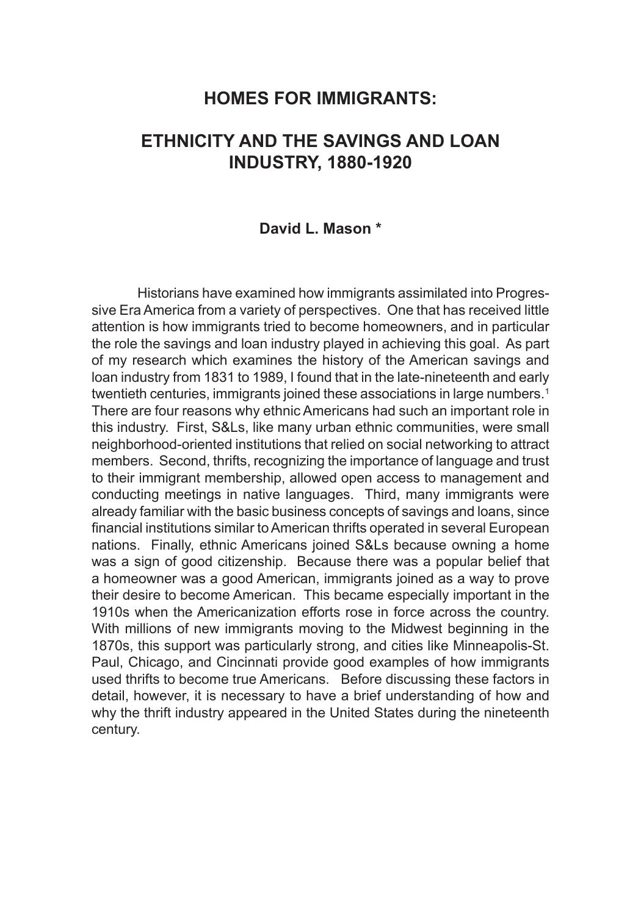# HOMES FOR IMMIGRANTS:

# ETHNICITY AND THE SAVINGS AND LOAN INDUSTRY, 1880-1920

**David L. Mason ***

Historians have examined how immigrants assimilated into Progressive Era America from a variety of perspectives. One that has received little attention is how immigrants tried to become homeowners, and in particular the role the savings and loan industry played in achieving this goal. As part of my research which examines the history of the American savings and loan industry from 1831 to 1989, I found that in the late-nineteenth and early twentieth centuries, immigrants joined these associations in large numbers.[1] There are four reasons why ethnic Americans had such an important role in this industry. First, S&Ls, like many urban ethnic communities, were small neighborhood-oriented institutions that relied on social networking to attract members. Second, thrifts, recognizing the importance of language and trust to their immigrant membership, allowed open access to management and conducting meetings in native languages. Third, many immigrants were already familiar with the basic business concepts of savings and loans, since financial institutions similar to American thrifts operated in several European nations. Finally, ethnic Americans joined S&Ls because owning a home was a sign of good citizenship. Because there was a popular belief that a homeowner was a good American, immigrants joined as a way to prove their desire to become American. This became especially important in the 1910s when the Americanization efforts rose in force across the country. With millions of new immigrants moving to the Midwest beginning in the 1870s, this support was particularly strong, and cities like Minneapolis-St. Paul, Chicago, and Cincinnati provide good examples of how immigrants used thrifts to become true Americans. Before discussing these factors in detail, however, it is necessary to have a brief understanding of how and why the thrift industry appeared in the United States during the nineteenth century.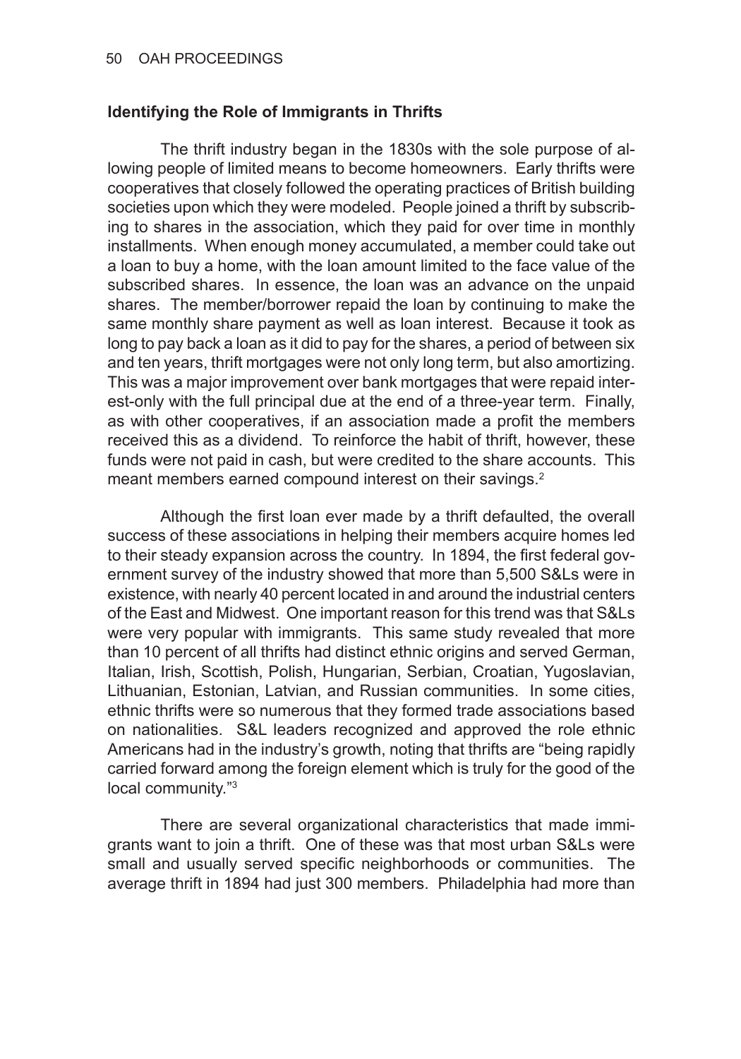### Identifying the Role of Immigrants in Thrifts

The thrift industry began in the 1830s with the sole purpose of allowing people of limited means to become homeowners. Early thrifts were cooperatives that closely followed the operating practices of British building societies upon which they were modeled. People joined a thrift by subscribing to shares in the association, which they paid for over time in monthly installments. When enough money accumulated, a member could take out a loan to buy a home, with the loan amount limited to the face value of the subscribed shares. In essence, the loan was an advance on the unpaid shares. The member/borrower repaid the loan by continuing to make the same monthly share payment as well as loan interest. Because it took as long to pay back a loan as it did to pay for the shares, a period of between six and ten years, thrift mortgages were not only long term, but also amortizing. This was a major improvement over bank mortgages that were repaid interest-only with the full principal due at the end of a three-year term. Finally, as with other cooperatives, if an association made a profit the members received this as a dividend. To reinforce the habit of thrift, however, these funds were not paid in cash, but were credited to the share accounts. This meant members earned compound interest on their savings.[2]

Although the first loan ever made by a thrift defaulted, the overall success of these associations in helping their members acquire homes led to their steady expansion across the country. In 1894, the first federal government survey of the industry showed that more than 5,500 S&Ls were in existence, with nearly 40 percent located in and around the industrial centers of the East and Midwest. One important reason for this trend was that S&Ls were very popular with immigrants. This same study revealed that more than 10 percent of all thrifts had distinct ethnic origins and served German, Italian, Irish, Scottish, Polish, Hungarian, Serbian, Croatian, Yugoslavian, Lithuanian, Estonian, Latvian, and Russian communities. In some cities, ethnic thrifts were so numerous that they formed trade associations based on nationalities. S&L leaders recognized and approved the role ethnic Americans had in the industry's growth, noting that thrifts are "being rapidly carried forward among the foreign element which is truly for the good of the local community."[3]

There are several organizational characteristics that made immigrants want to join a thrift. One of these was that most urban S&Ls were small and usually served specific neighborhoods or communities. The average thrift in 1894 had just 300 members. Philadelphia had more than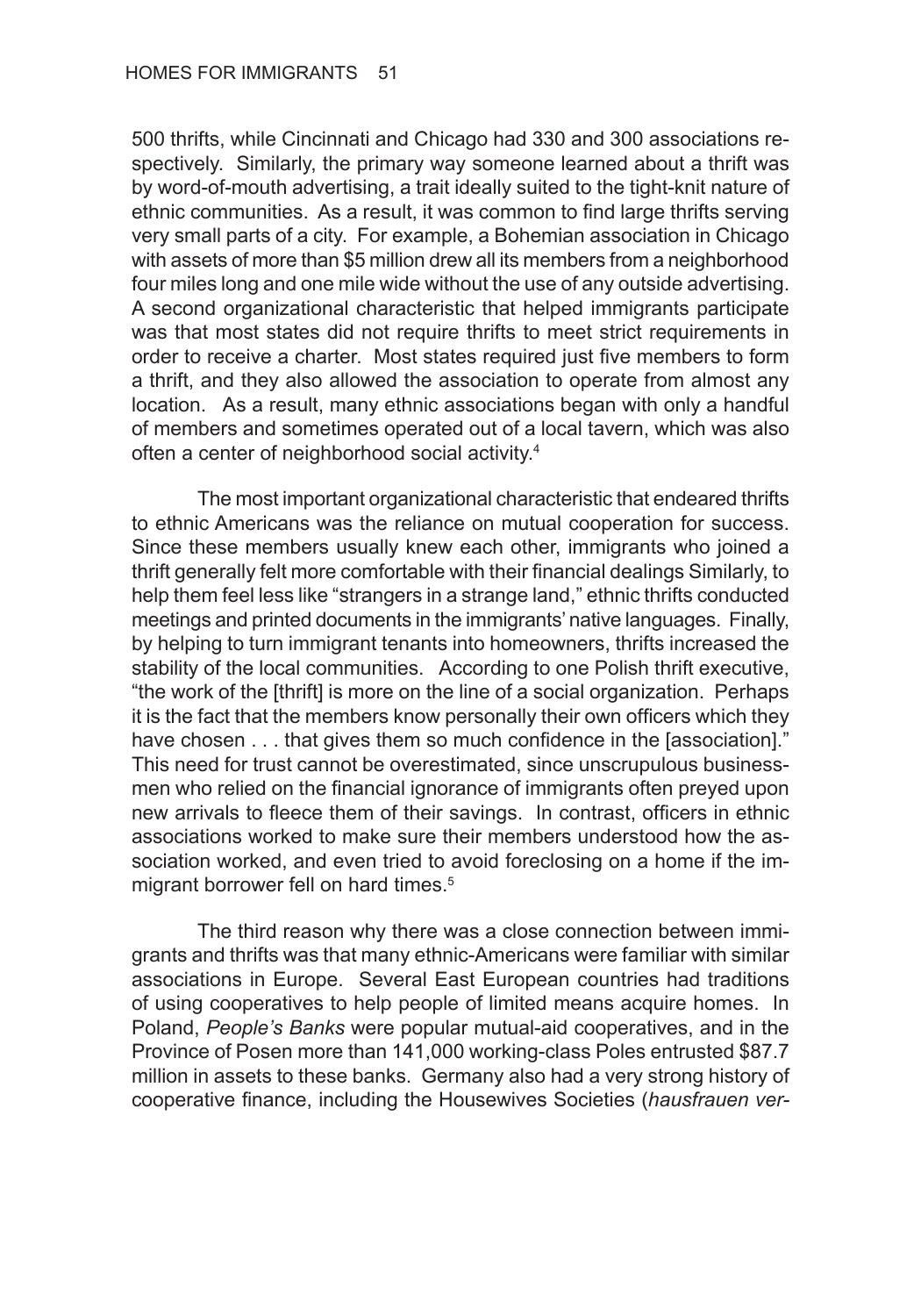500 thrifts, while Cincinnati and Chicago had 330 and 300 associations respectively. Similarly, the primary way someone learned about a thrift was by word-of-mouth advertising, a trait ideally suited to the tight-knit nature of ethnic communities. As a result, it was common to find large thrifts serving very small parts of a city. For example, a Bohemian association in Chicago with assets of more than $5 million drew all its members from a neighborhood four miles long and one mile wide without the use of any outside advertising. A second organizational characteristic that helped immigrants participate was that most states did not require thrifts to meet strict requirements in order to receive a charter. Most states required just five members to form a thrift, and they also allowed the association to operate from almost any location. As a result, many ethnic associations began with only a handful of members and sometimes operated out of a local tavern, which was also often a center of neighborhood social activity.[4]

The most important organizational characteristic that endeared thrifts to ethnic Americans was the reliance on mutual cooperation for success. Since these members usually knew each other, immigrants who joined a thrift generally felt more comfortable with their financial dealings Similarly, to help them feel less like "strangers in a strange land," ethnic thrifts conducted meetings and printed documents in the immigrants' native languages. Finally, by helping to turn immigrant tenants into homeowners, thrifts increased the stability of the local communities. According to one Polish thrift executive, "the work of the [thrift] is more on the line of a social organization. Perhaps it is the fact that the members know personally their own officers which they have chosen . . . that gives them so much confidence in the [association]." This need for trust cannot be overestimated, since unscrupulous businessmen who relied on the financial ignorance of immigrants often preyed upon new arrivals to fleece them of their savings. In contrast, officers in ethnic associations worked to make sure their members understood how the association worked, and even tried to avoid foreclosing on a home if the immigrant borrower fell on hard times.[5]

The third reason why there was a close connection between immigrants and thrifts was that many ethnic-Americans were familiar with similar associations in Europe. Several East European countries had traditions of using cooperatives to help people of limited means acquire homes. In Poland, *People's Banks* were popular mutual-aid cooperatives, and in the Province of Posen more than 141,000 working-class Poles entrusted $87.7 million in assets to these banks. Germany also had a very strong history of cooperative finance, including the Housewives Societies (*hausfrauen ver-*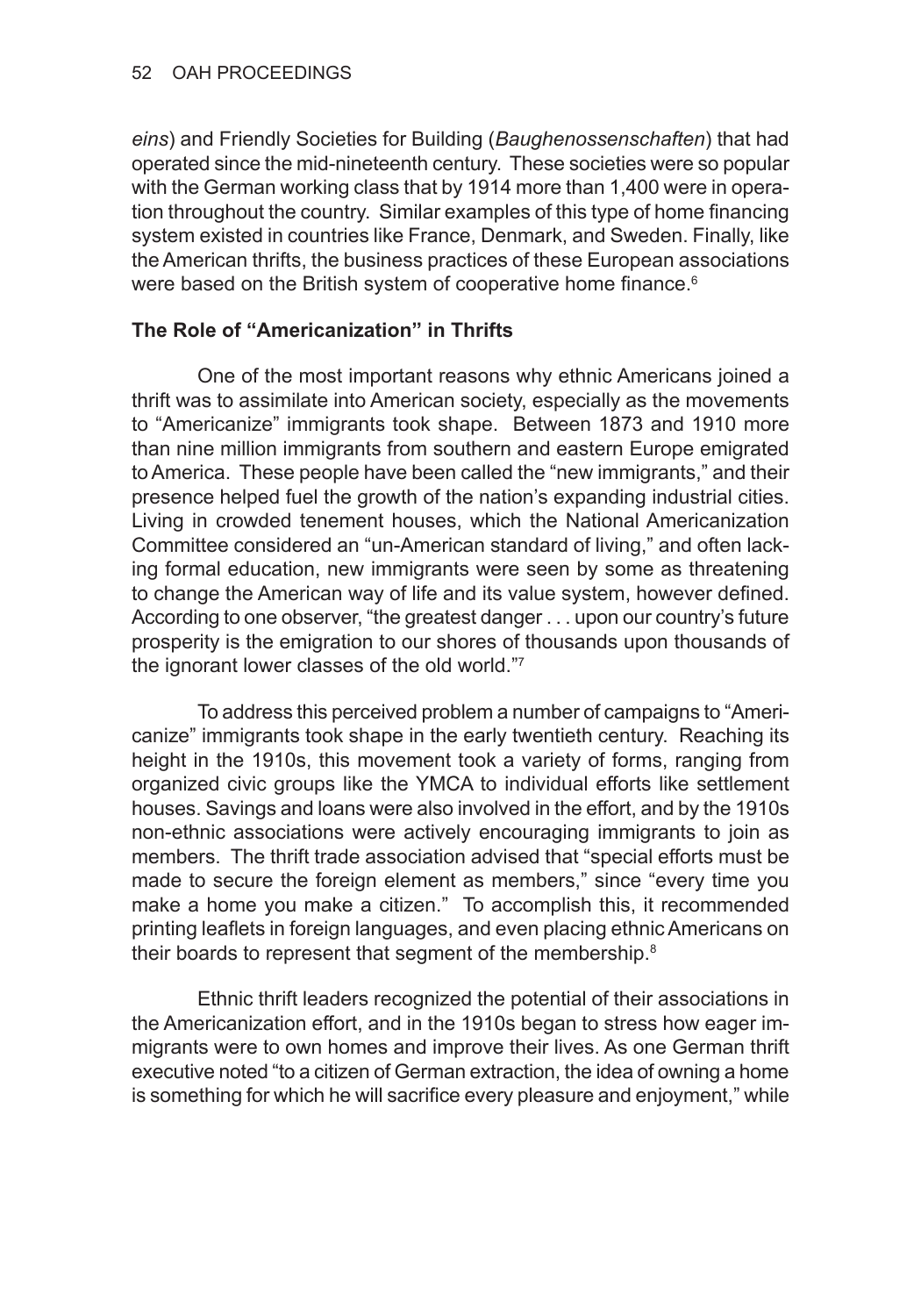*eins*) and Friendly Societies for Building (*Baughenossenschaften*) that had operated since the mid-nineteenth century. These societies were so popular with the German working class that by 1914 more than 1,400 were in operation throughout the country. Similar examples of this type of home financing system existed in countries like France, Denmark, and Sweden. Finally, like the American thrifts, the business practices of these European associations were based on the British system of cooperative home finance.[6]

### The Role of "Americanization" in Thrifts

One of the most important reasons why ethnic Americans joined a thrift was to assimilate into American society, especially as the movements to "Americanize" immigrants took shape. Between 1873 and 1910 more than nine million immigrants from southern and eastern Europe emigrated to America. These people have been called the "new immigrants," and their presence helped fuel the growth of the nation's expanding industrial cities. Living in crowded tenement houses, which the National Americanization Committee considered an "un-American standard of living," and often lacking formal education, new immigrants were seen by some as threatening to change the American way of life and its value system, however defined. According to one observer, "the greatest danger . . . upon our country's future prosperity is the emigration to our shores of thousands upon thousands of the ignorant lower classes of the old world."[7]

To address this perceived problem a number of campaigns to "Americanize" immigrants took shape in the early twentieth century. Reaching its height in the 1910s, this movement took a variety of forms, ranging from organized civic groups like the YMCA to individual efforts like settlement houses. Savings and loans were also involved in the effort, and by the 1910s non-ethnic associations were actively encouraging immigrants to join as members. The thrift trade association advised that "special efforts must be made to secure the foreign element as members," since "every time you make a home you make a citizen." To accomplish this, it recommended printing leaflets in foreign languages, and even placing ethnic Americans on their boards to represent that segment of the membership.[8]

Ethnic thrift leaders recognized the potential of their associations in the Americanization effort, and in the 1910s began to stress how eager immigrants were to own homes and improve their lives. As one German thrift executive noted "to a citizen of German extraction, the idea of owning a home is something for which he will sacrifice every pleasure and enjoyment," while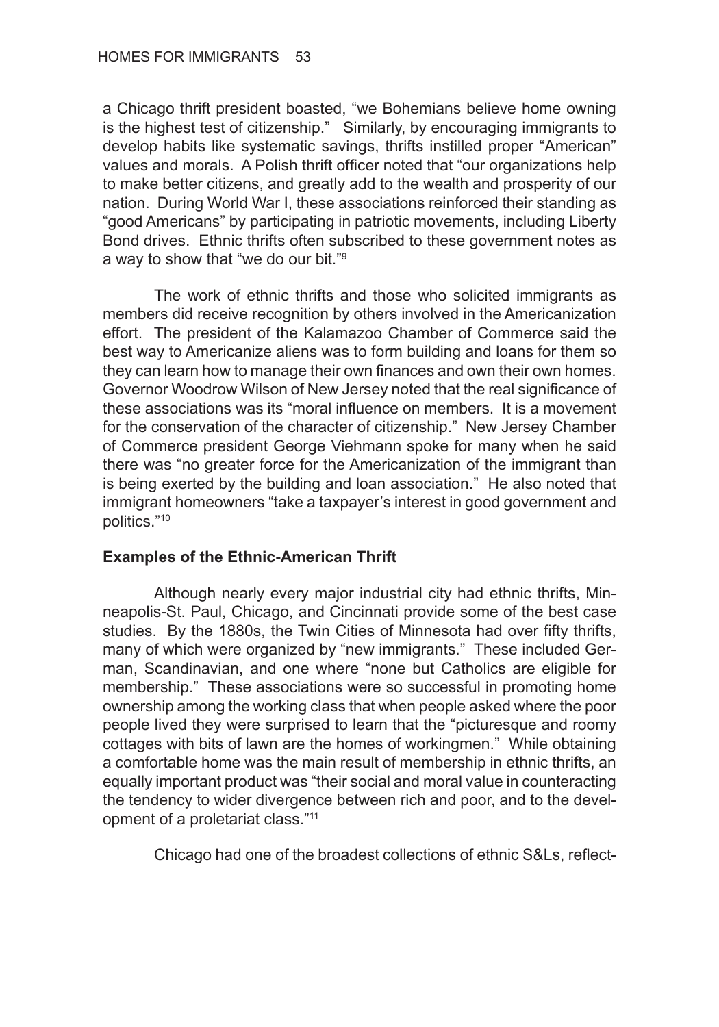a Chicago thrift president boasted, "we Bohemians believe home owning is the highest test of citizenship." Similarly, by encouraging immigrants to develop habits like systematic savings, thrifts instilled proper "American" values and morals. A Polish thrift officer noted that "our organizations help to make better citizens, and greatly add to the wealth and prosperity of our nation. During World War I, these associations reinforced their standing as "good Americans" by participating in patriotic movements, including Liberty Bond drives. Ethnic thrifts often subscribed to these government notes as a way to show that "we do our bit."[9]

The work of ethnic thrifts and those who solicited immigrants as members did receive recognition by others involved in the Americanization effort. The president of the Kalamazoo Chamber of Commerce said the best way to Americanize aliens was to form building and loans for them so they can learn how to manage their own finances and own their own homes. Governor Woodrow Wilson of New Jersey noted that the real significance of these associations was its "moral influence on members. It is a movement for the conservation of the character of citizenship." New Jersey Chamber of Commerce president George Viehmann spoke for many when he said there was "no greater force for the Americanization of the immigrant than is being exerted by the building and loan association." He also noted that immigrant homeowners "take a taxpayer's interest in good government and politics."[10]

**Examples of the Ethnic-American Thrift**

Although nearly every major industrial city had ethnic thrifts, Minneapolis-St. Paul, Chicago, and Cincinnati provide some of the best case studies. By the 1880s, the Twin Cities of Minnesota had over fifty thrifts, many of which were organized by "new immigrants." These included German, Scandinavian, and one where "none but Catholics are eligible for membership." These associations were so successful in promoting home ownership among the working class that when people asked where the poor people lived they were surprised to learn that the "picturesque and roomy cottages with bits of lawn are the homes of workingmen." While obtaining a comfortable home was the main result of membership in ethnic thrifts, an equally important product was "their social and moral value in counteracting the tendency to wider divergence between rich and poor, and to the development of a proletariat class."[11]

Chicago had one of the broadest collections of ethnic S&Ls, reflect-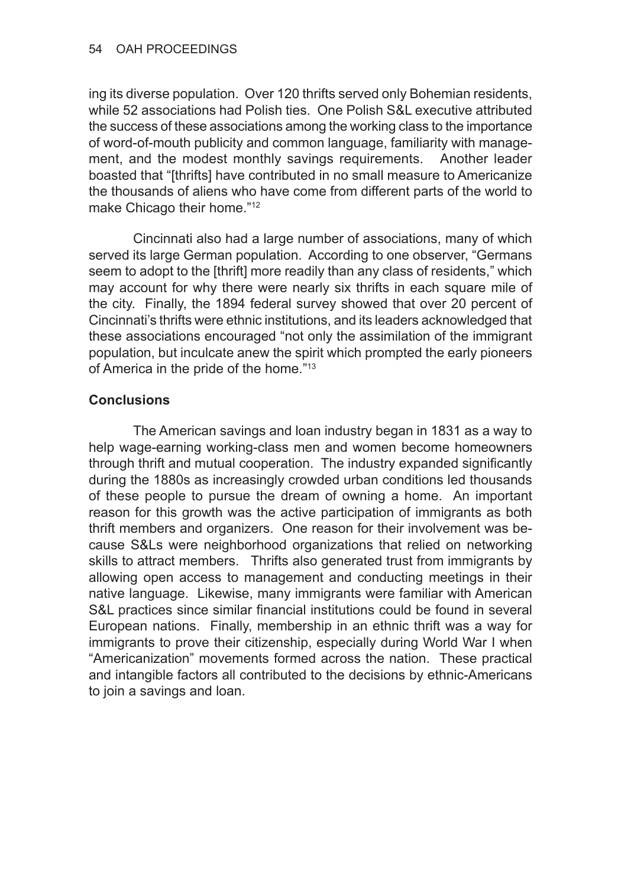ing its diverse population. Over 120 thrifts served only Bohemian residents, while 52 associations had Polish ties. One Polish S&L executive attributed the success of these associations among the working class to the importance of word-of-mouth publicity and common language, familiarity with management, and the modest monthly savings requirements. Another leader boasted that "[thrifts] have contributed in no small measure to Americanize the thousands of aliens who have come from different parts of the world to make Chicago their home."[12]

Cincinnati also had a large number of associations, many of which served its large German population. According to one observer, "Germans seem to adopt to the [thrift] more readily than any class of residents," which may account for why there were nearly six thrifts in each square mile of the city. Finally, the 1894 federal survey showed that over 20 percent of Cincinnati's thrifts were ethnic institutions, and its leaders acknowledged that these associations encouraged "not only the assimilation of the immigrant population, but inculcate anew the spirit which prompted the early pioneers of America in the pride of the home."[13]

**Conclusions**

The American savings and loan industry began in 1831 as a way to help wage-earning working-class men and women become homeowners through thrift and mutual cooperation. The industry expanded significantly during the 1880s as increasingly crowded urban conditions led thousands of these people to pursue the dream of owning a home. An important reason for this growth was the active participation of immigrants as both thrift members and organizers. One reason for their involvement was because S&Ls were neighborhood organizations that relied on networking skills to attract members. Thrifts also generated trust from immigrants by allowing open access to management and conducting meetings in their native language. Likewise, many immigrants were familiar with American S&L practices since similar financial institutions could be found in several European nations. Finally, membership in an ethnic thrift was a way for immigrants to prove their citizenship, especially during World War I when "Americanization" movements formed across the nation. These practical and intangible factors all contributed to the decisions by ethnic-Americans to join a savings and loan.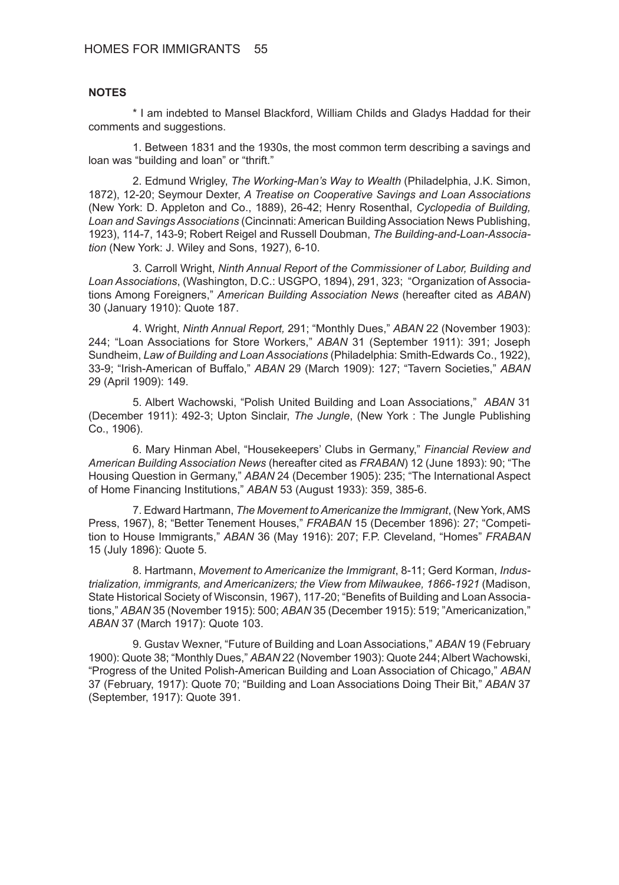**NOTES**

* I am indebted to Mansel Blackford, William Childs and Gladys Haddad for their comments and suggestions.

1. Between 1831 and the 1930s, the most common term describing a savings and loan was "building and loan" or "thrift."

2. Edmund Wrigley, *The Working-Man's Way to Wealth* (Philadelphia, J.K. Simon, 1872), 12-20; Seymour Dexter, *A Treatise on Cooperative Savings and Loan Associations* (New York: D. Appleton and Co., 1889), 26-42; Henry Rosenthal, *Cyclopedia of Building, Loan and Savings Associations* (Cincinnati: American Building Association News Publishing, 1923), 114-7, 143-9; Robert Reigel and Russell Doubman, *The Building-and-Loan-Association* (New York: J. Wiley and Sons, 1927), 6-10.

3. Carroll Wright, *Ninth Annual Report of the Commissioner of Labor, Building and Loan Associations*, (Washington, D.C.: USGPO, 1894), 291, 323; "Organization of Associations Among Foreigners," *American Building Association News* (hereafter cited as *ABAN*) 30 (January 1910): Quote 187.

4. Wright, *Ninth Annual Report,* 291; "Monthly Dues," *ABAN* 22 (November 1903): 244; "Loan Associations for Store Workers," *ABAN* 31 (September 1911): 391; Joseph Sundheim, *Law of Building and Loan Associations* (Philadelphia: Smith-Edwards Co., 1922), 33-9; "Irish-American of Buffalo," *ABAN* 29 (March 1909): 127; "Tavern Societies," *ABAN* 29 (April 1909): 149.

5. Albert Wachowski, "Polish United Building and Loan Associations," *ABAN* 31 (December 1911): 492-3; Upton Sinclair, *The Jungle*, (New York : The Jungle Publishing Co., 1906).

6. Mary Hinman Abel, "Housekeepers' Clubs in Germany," *Financial Review and American Building Association News* (hereafter cited as *FRABAN*) 12 (June 1893): 90; "The Housing Question in Germany," *ABAN* 24 (December 1905): 235; "The International Aspect of Home Financing Institutions," *ABAN* 53 (August 1933): 359, 385-6.

7. Edward Hartmann, *The Movement to Americanize the Immigrant*, (New York, AMS Press, 1967), 8; "Better Tenement Houses," *FRABAN* 15 (December 1896): 27; "Competition to House Immigrants," *ABAN* 36 (May 1916): 207; F.P. Cleveland, "Homes" *FRABAN* 15 (July 1896): Quote 5.

8. Hartmann, *Movement to Americanize the Immigrant*, 8-11; Gerd Korman, *Industrialization, immigrants, and Americanizers; the View from Milwaukee, 1866-1921* (Madison, State Historical Society of Wisconsin, 1967), 117-20; "Benefits of Building and Loan Associations," *ABAN* 35 (November 1915): 500; *ABAN* 35 (December 1915): 519; "Americanization," *ABAN* 37 (March 1917): Quote 103.

9. Gustav Wexner, "Future of Building and Loan Associations," *ABAN* 19 (February 1900): Quote 38; "Monthly Dues," *ABAN* 22 (November 1903): Quote 244; Albert Wachowski, "Progress of the United Polish-American Building and Loan Association of Chicago," *ABAN* 37 (February, 1917): Quote 70; "Building and Loan Associations Doing Their Bit," *ABAN* 37 (September, 1917): Quote 391.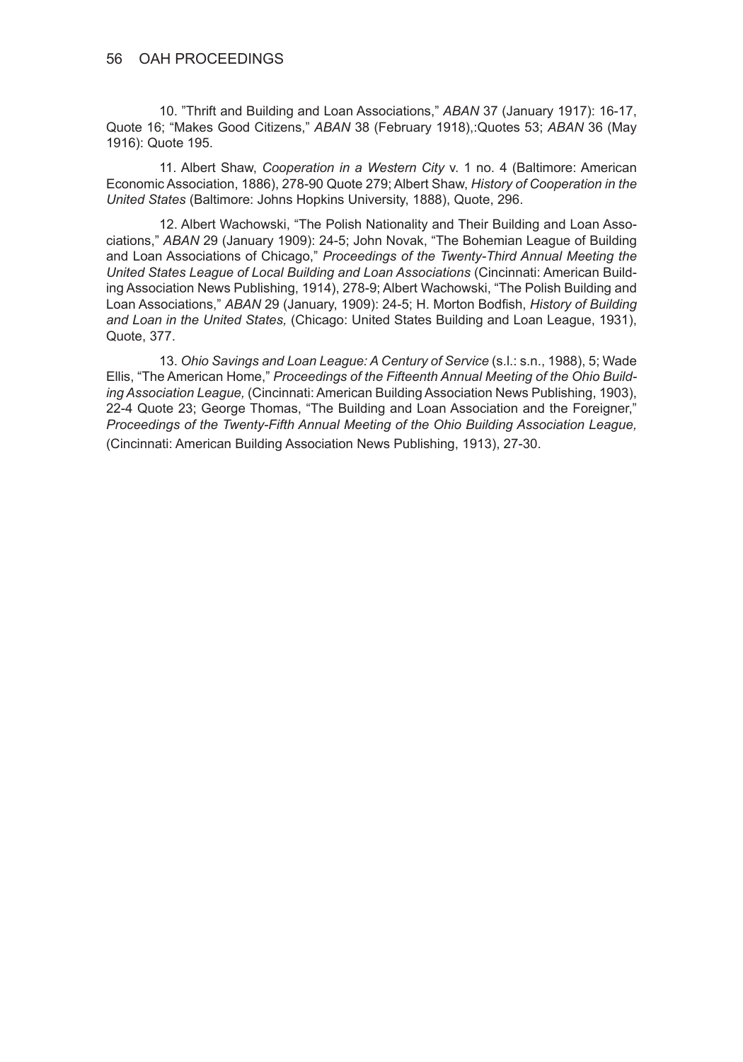10. ”Thrift and Building and Loan Associations,” *ABAN* 37 (January 1917): 16-17, Quote 16; “Makes Good Citizens,” *ABAN* 38 (February 1918),:Quotes 53; *ABAN* 36 (May 1916): Quote 195.

11. Albert Shaw, *Cooperation in a Western City* v. 1 no. 4 (Baltimore: American Economic Association, 1886), 278-90 Quote 279; Albert Shaw, *History of Cooperation in the United States* (Baltimore: Johns Hopkins University, 1888), Quote, 296.

12. Albert Wachowski, “The Polish Nationality and Their Building and Loan Associations,” *ABAN* 29 (January 1909): 24-5; John Novak, “The Bohemian League of Building and Loan Associations of Chicago,” *Proceedings of the Twenty-Third Annual Meeting the United States League of Local Building and Loan Associations* (Cincinnati: American Building Association News Publishing, 1914), 278-9; Albert Wachowski, “The Polish Building and Loan Associations,” *ABAN* 29 (January, 1909): 24-5; H. Morton Bodfish, *History of Building and Loan in the United States,* (Chicago: United States Building and Loan League, 1931), Quote, 377.

13. *Ohio Savings and Loan League: A Century of Service* (s.l.: s.n., 1988), 5; Wade Ellis, “The American Home,” *Proceedings of the Fifteenth Annual Meeting of the Ohio Building Association League,* (Cincinnati: American Building Association News Publishing, 1903), 22-4 Quote 23; George Thomas, “The Building and Loan Association and the Foreigner,” *Proceedings of the Twenty-Fifth Annual Meeting of the Ohio Building Association League,* (Cincinnati: American Building Association News Publishing, 1913), 27-30.